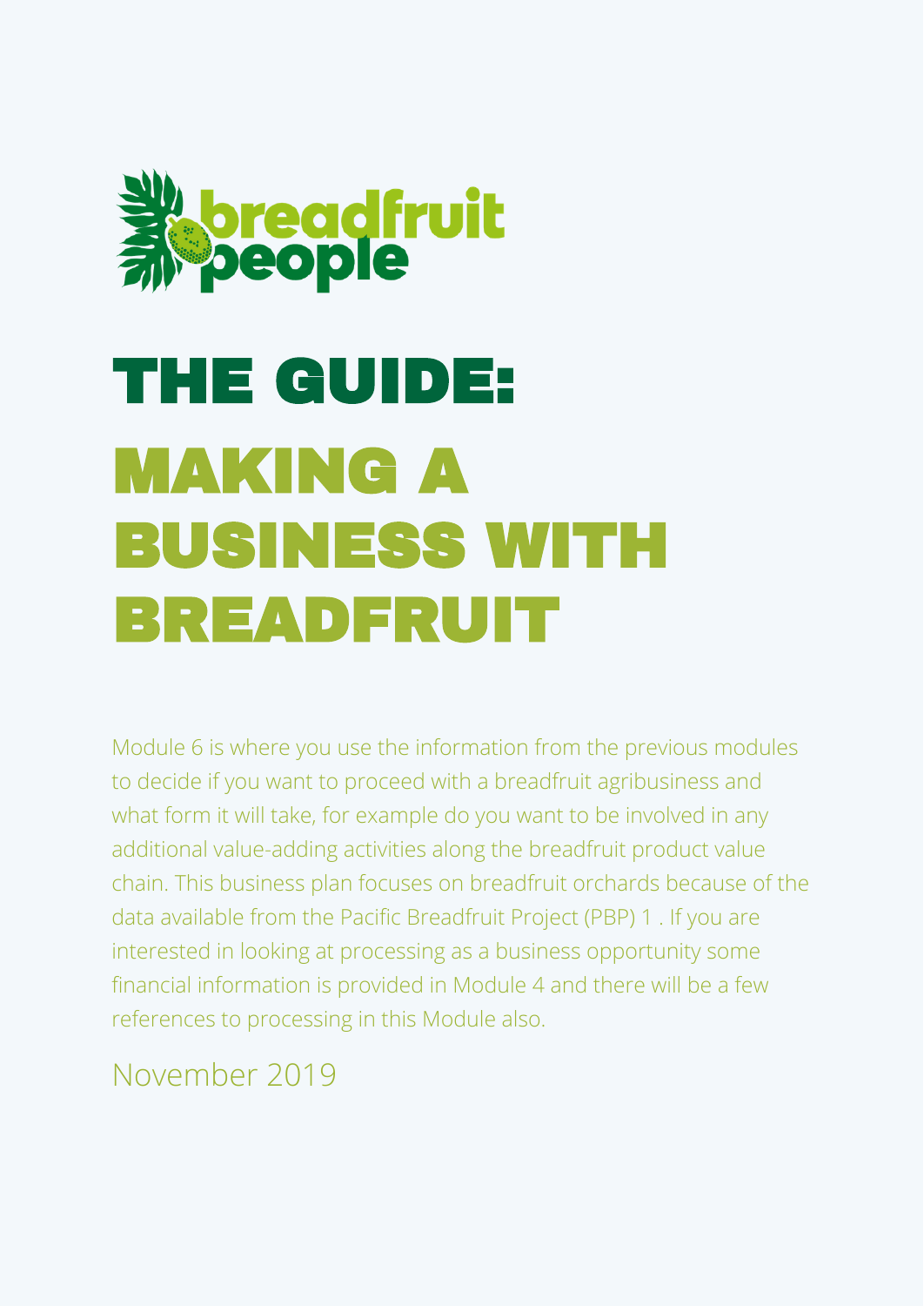breadfruit people

# THE GUIDE:

# MAKING A BUSINESS WITH BREADFRUIT

Module 6 is where you use the information from the previous modules to decide if you want to proceed with a breadfruit agribusiness and what form it will take, for example do you want to be involved in any additional value-adding activities along the breadfruit product value chain. This business plan focuses on breadfruit orchards because of the data available from the Pacific Breadfruit Project (PBP) [1] . If you are interested in looking at processing as a business opportunity some financial information is provided in Module 4 and there will be a few references to processing in this Module also.

November 2019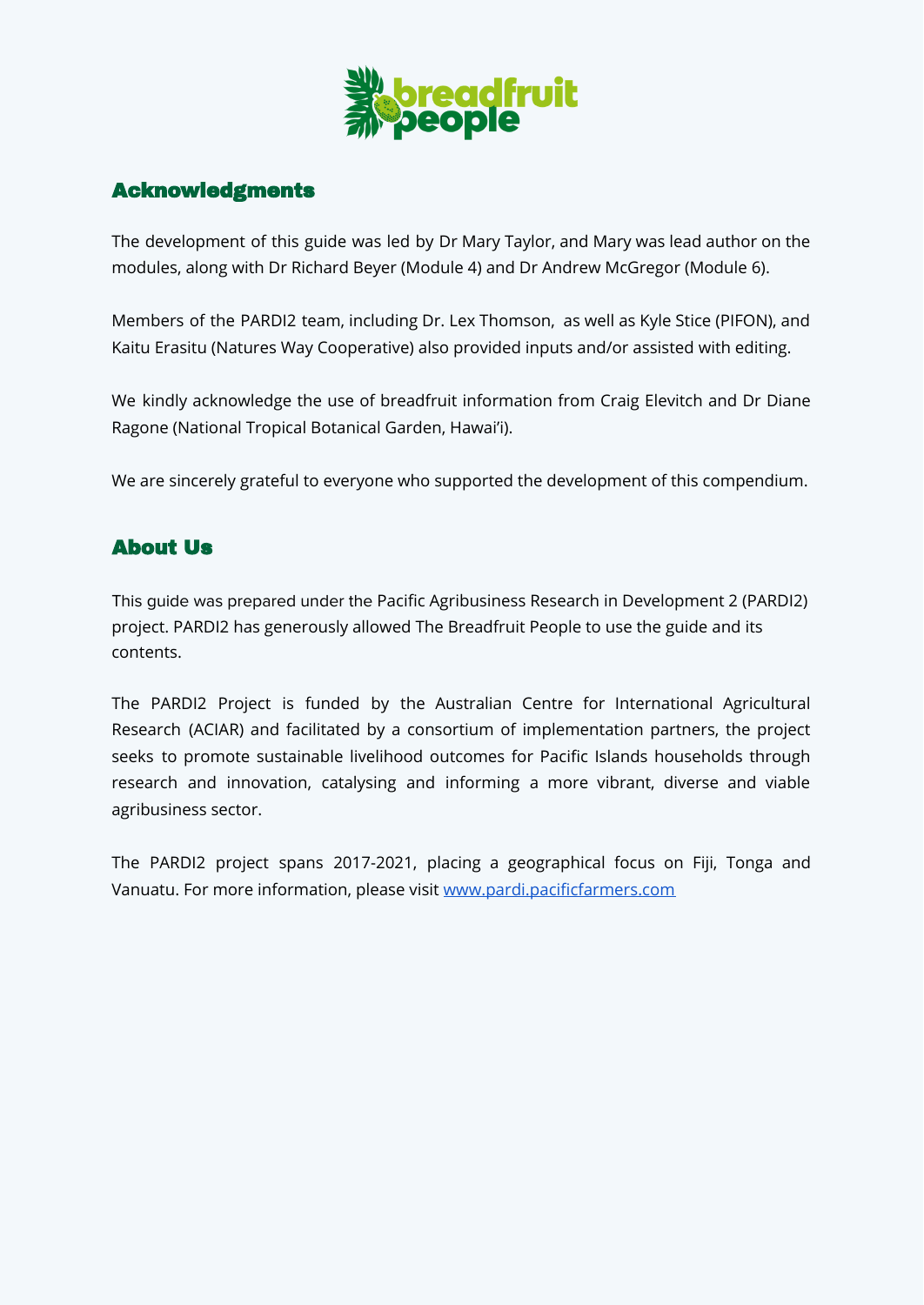## Acknowledgments

The development of this guide was led by Dr Mary Taylor, and Mary was lead author on the modules, along with Dr Richard Beyer (Module 4) and Dr Andrew McGregor (Module 6).

Members of the PARDI2 team, including Dr. Lex Thomson, as well as Kyle Stice (PIFON), and Kaitu Erasitu (Natures Way Cooperative) also provided inputs and/or assisted with editing.

We kindly acknowledge the use of breadfruit information from Craig Elevitch and Dr Diane Ragone (National Tropical Botanical Garden, Hawai'i).

We are sincerely grateful to everyone who supported the development of this compendium.

## About Us

This guide was prepared under the Pacific Agribusiness Research in Development 2 (PARDI2) project. PARDI2 has generously allowed The Breadfruit People to use the guide and its contents.

The PARDI2 Project is funded by the Australian Centre for International Agricultural Research (ACIAR) and facilitated by a consortium of implementation partners, the project seeks to promote sustainable livelihood outcomes for Pacific Islands households through research and innovation, catalysing and informing a more vibrant, diverse and viable agribusiness sector.

The PARDI2 project spans 2017-2021, placing a geographical focus on Fiji, Tonga and Vanuatu. For more information, please visit [www.pardi.pacificfarmers.com](http://www.pardi.pacificfarmers.com)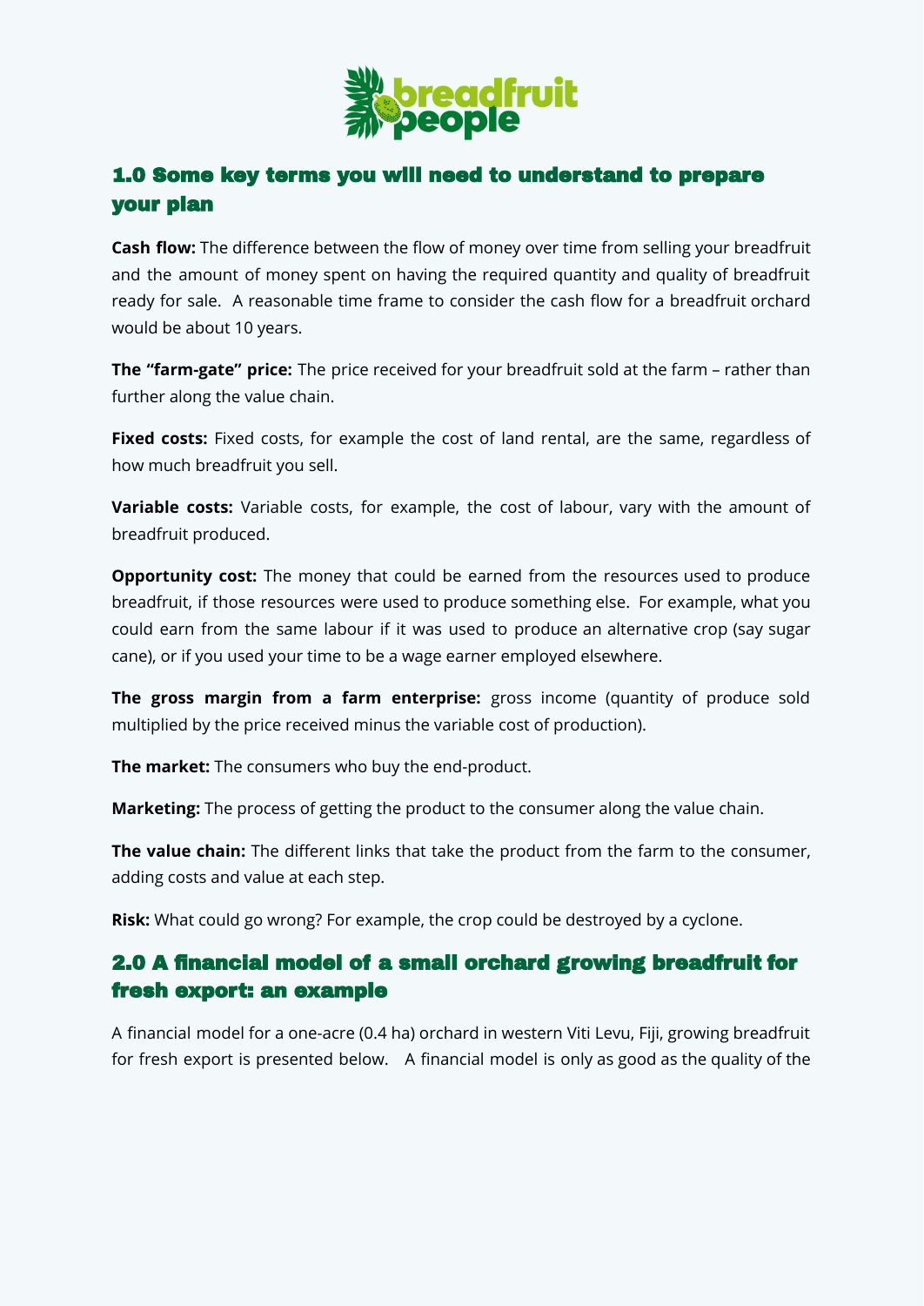## 1.0 Some key terms you will need to understand to prepare your plan

**Cash flow:** The difference between the flow of money over time from selling your breadfruit and the amount of money spent on having the required quantity and quality of breadfruit ready for sale. A reasonable time frame to consider the cash flow for a breadfruit orchard would be about 10 years.

**The "farm-gate" price:** The price received for your breadfruit sold at the farm – rather than further along the value chain.

**Fixed costs:** Fixed costs, for example the cost of land rental, are the same, regardless of how much breadfruit you sell.

**Variable costs:** Variable costs, for example, the cost of labour, vary with the amount of breadfruit produced.

**Opportunity cost:** The money that could be earned from the resources used to produce breadfruit, if those resources were used to produce something else. For example, what you could earn from the same labour if it was used to produce an alternative crop (say sugar cane), or if you used your time to be a wage earner employed elsewhere.

**The gross margin from a farm enterprise:** gross income (quantity of produce sold multiplied by the price received minus the variable cost of production).

**The market:** The consumers who buy the end-product.

**Marketing:** The process of getting the product to the consumer along the value chain.

**The value chain:** The different links that take the product from the farm to the consumer, adding costs and value at each step.

**Risk:** What could go wrong? For example, the crop could be destroyed by a cyclone.

## 2.0 A financial model of a small orchard growing breadfruit for fresh export: an example

A financial model for a one-acre (0.4 ha) orchard in western Viti Levu, Fiji, growing breadfruit for fresh export is presented below. A financial model is only as good as the quality of the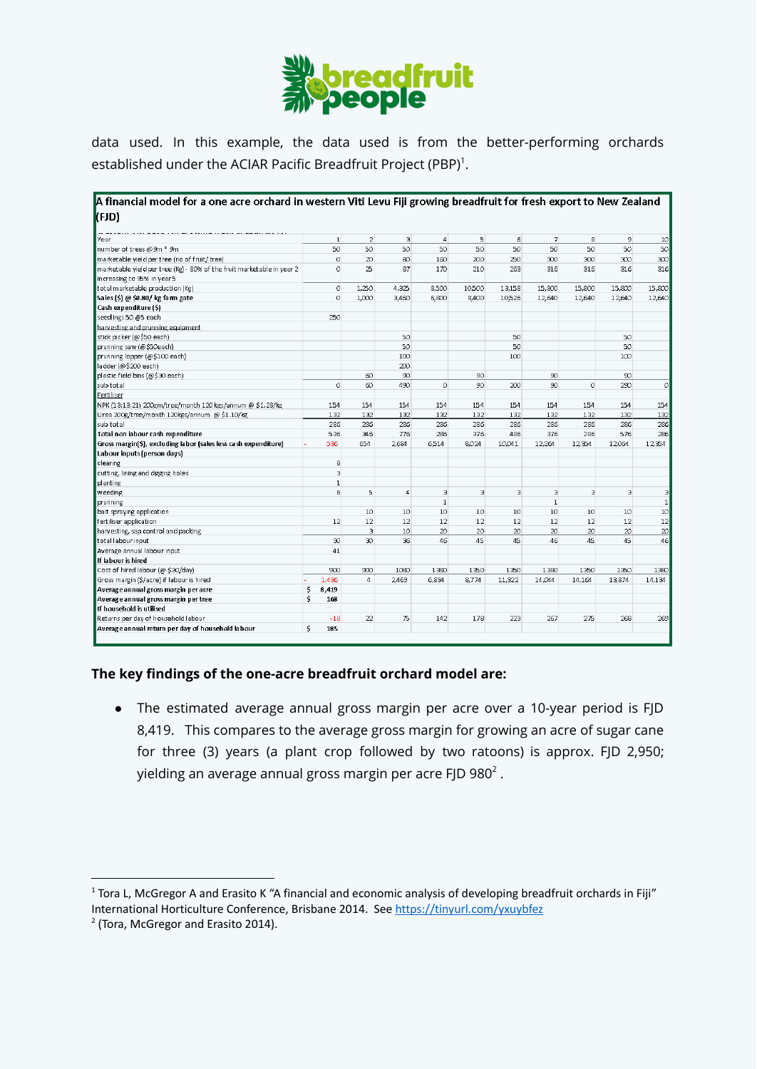data used. In this example, the data used is from the better-performing orchards established under the ACIAR Pacific Breadfruit Project (PBP)[1].

**A financial model for a one acre orchard in western Viti Levu Fiji growing breadfruit for fresh export to New Zealand (FJD)**

| Year | 1 | 2 | 3 | 4 | 5 | 6 | 7 | 8 | 9 | 10 |
|---|---|---|---|---|---|---|---|---|---|---|
| number of trees @9m * 9m | 50 | 50 | 50 | 50 | 50 | 50 | 50 | 50 | 50 | 50 |
| marketable yield per tree (no of fruit/ tree) | 0 | 20 | 80 | 160 | 200 | 250 | 300 | 300 | 300 | 300 |
| marketable yield per tree (kg) - 80% of the fruit marketable in year 2 increasing to 95% in year 5 | 0 | 25 | 87 | 170 | 210 | 263 | 316 | 316 | 316 | 316 |
| total marketable production (kg) | 0 | 1,250 | 4,325 | 8,500 | 10,500 | 13,158 | 15,800 | 15,800 | 15,800 | 15,800 |
| **Sales ($) @ $0.80/ kg farm gate** | 0 | 1,000 | 3,460 | 6,800 | 8,400 | 10,526 | 12,640 | 12,640 | 12,640 | 12,640 |
| **Cash expenditure ($)** | | | | | | | | | | |
| seedlings 50 @5 each | 250 | | | | | | | | | |
| harvesting and prunning equipment | | | | | | | | | | |
| stick picker (@$50 each) | | | 50 | | | 50 | | | 50 | |
| prunning saw (@$50each) | | | 50 | | | 50 | | | 50 | |
| prunning lopper (@$100 each) | | | 100 | | | 100 | | | 100 | |
| ladder (@$200 each) | | | 200 | | | | | | | |
| plastic field bins (@$30 each) | | 60 | 90 | | 90 | | 90 | | 90 | |
| sub-total | 0 | 60 | 490 | 0 | 90 | 200 | 90 | 0 | 290 | 0 |
| Fertiliser | | | | | | | | | | |
| NPK (13:13:21) 200gm/tree/month 120 kgs/annum @ $1.28/kg | 154 | 154 | 154 | 154 | 154 | 154 | 154 | 154 | 154 | 154 |
| Urea 200g/tree/month 120kgs/annum @ $1.10/kg | 132 | 132 | 132 | 132 | 132 | 132 | 132 | 132 | 132 | 132 |
| sub-total | 286 | 286 | 286 | 286 | 286 | 286 | 286 | 286 | 286 | 286 |
| **Total non labour cash expenditure** | 536 | 346 | 776 | 286 | 376 | 486 | 376 | 286 | 576 | 286 |
| **Gross margin($), excluding labor (sales less cash expenditure)** | -536 | 654 | 2,684 | 6,514 | 8,024 | 10,041 | 12,264 | 12,354 | 12,064 | 12,354 |
| **Labour inputs (person days)** | | | | | | | | | | |
| clearing | 8 | | | | | | | | | |
| cutting, lining and digging holes | 3 | | | | | | | | | |
| planting | 1 | | | | | | | | | |
| weeding | 6 | 5 | 4 | 3 | 3 | 3 | 3 | 3 | 3 | 3 |
| prunning | | | | 1 | | | 1 | | | 1 |
| bait spraying application | | 10 | 10 | 10 | 10 | 10 | 10 | 10 | 10 | 10 |
| fertiliser application | 12 | 12 | 12 | 12 | 12 | 12 | 12 | 12 | 12 | 12 |
| harvesting, sap control and packing | | 3 | 10 | 20 | 20 | 20 | 20 | 20 | 20 | 20 |
| total labour input | 30 | 30 | 36 | 46 | 45 | 45 | 46 | 45 | 45 | 46 |
| Average annual labour input | 41 | | | | | | | | | |
| **If labour is hired** | | | | | | | | | | |
| Cost of hired labour (@ $30/day) | 900 | 900 | 1080 | 1380 | 1350 | 1350 | 1380 | 1350 | 1350 | 1380 |
| Gross margin ($/acre) if labour is hired | -1,436 | 4 | 2,469 | 6,834 | 8,774 | 11,322 | 14,044 | 14,164 | 13,874 | 14,134 |
| **Average annual gross margin per acre** | $ 8,419 | | | | | | | | | |
| **Average annual gross margin per tree** | $ 168 | | | | | | | | | |
| **If household is utilised** | | | | | | | | | | |
| Returns per day of household labour | -18 | 22 | 75 | 142 | 178 | 223 | 267 | 275 | 268 | 269 |
| **Average annual return per day of household labour** | $ 185 | | | | | | | | | |

**The key findings of the one-acre breadfruit orchard model are:**

- The estimated average annual gross margin per acre over a 10-year period is FJD 8,419. This compares to the average gross margin for growing an acre of sugar cane for three (3) years (a plant crop followed by two ratoons) is approx. FJD 2,950; yielding an average annual gross margin per acre FJD 980[2].

---

[1] Tora L, McGregor A and Erasito K "A financial and economic analysis of developing breadfruit orchards in Fiji" International Horticulture Conference, Brisbane 2014. See https://tinyurl.com/yxuybfez

[2] (Tora, McGregor and Erasito 2014).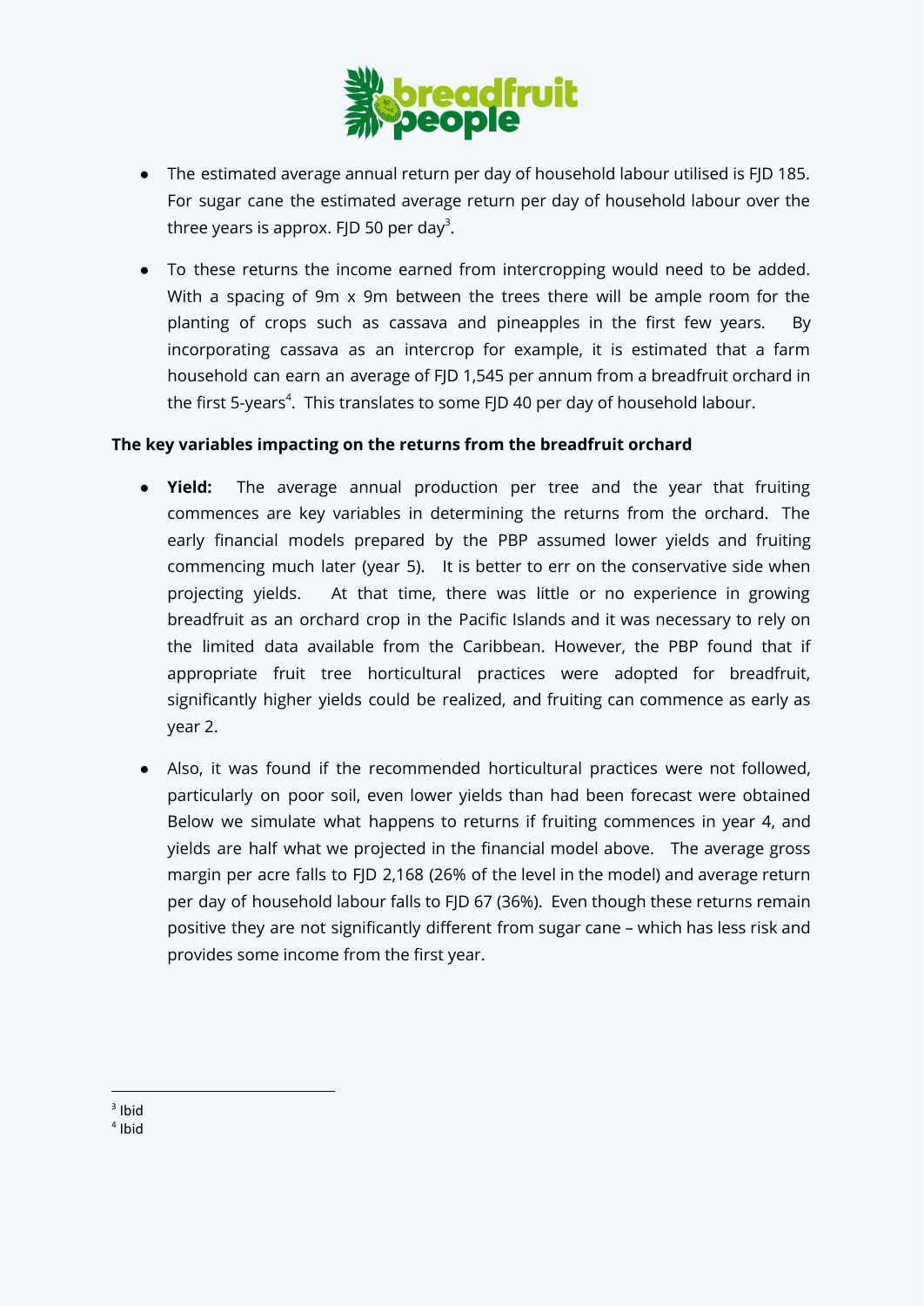- The estimated average annual return per day of household labour utilised is FJD 185. For sugar cane the estimated average return per day of household labour over the three years is approx. FJD 50 per day[3].

- To these returns the income earned from intercropping would need to be added. With a spacing of 9m x 9m between the trees there will be ample room for the planting of crops such as cassava and pineapples in the first few years. By incorporating cassava as an intercrop for example, it is estimated that a farm household can earn an average of FJD 1,545 per annum from a breadfruit orchard in the first 5-years[4]. This translates to some FJD 40 per day of household labour.

**The key variables impacting on the returns from the breadfruit orchard**

- **Yield:** The average annual production per tree and the year that fruiting commences are key variables in determining the returns from the orchard. The early financial models prepared by the PBP assumed lower yields and fruiting commencing much later (year 5). It is better to err on the conservative side when projecting yields. At that time, there was little or no experience in growing breadfruit as an orchard crop in the Pacific Islands and it was necessary to rely on the limited data available from the Caribbean. However, the PBP found that if appropriate fruit tree horticultural practices were adopted for breadfruit, significantly higher yields could be realized, and fruiting can commence as early as year 2.

- Also, it was found if the recommended horticultural practices were not followed, particularly on poor soil, even lower yields than had been forecast were obtained Below we simulate what happens to returns if fruiting commences in year 4, and yields are half what we projected in the financial model above. The average gross margin per acre falls to FJD 2,168 (26% of the level in the model) and average return per day of household labour falls to FJD 67 (36%). Even though these returns remain positive they are not significantly different from sugar cane – which has less risk and provides some income from the first year.

[3] Ibid
[4] Ibid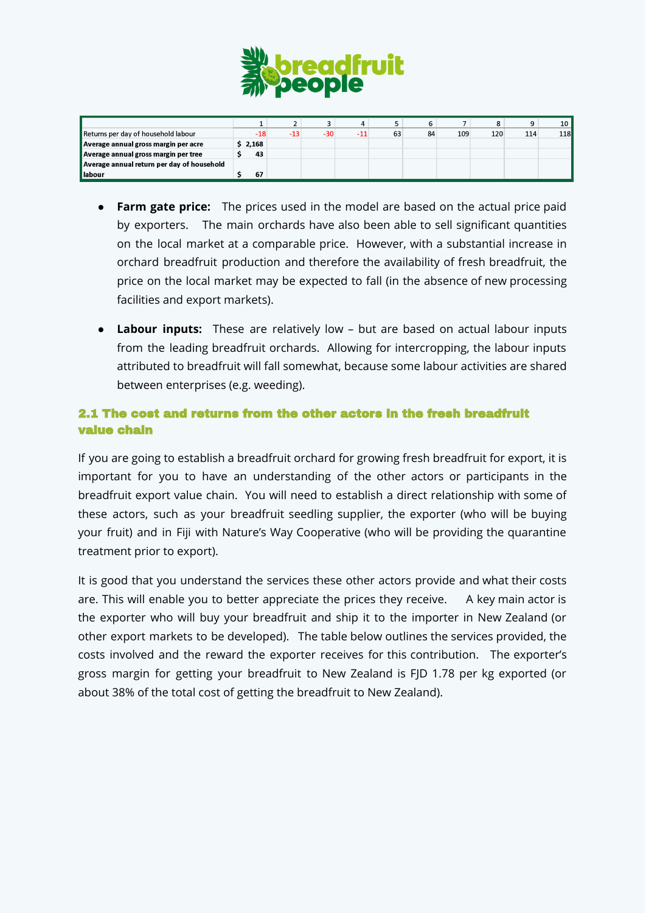| | 1 | 2 | 3 | 4 | 5 | 6 | 7 | 8 | 9 | 10 |
|---|---|---|---|---|---|---|---|---|---|---|
| Returns per day of household labour | -18 | -13 | -30 | -11 | 63 | 84 | 109 | 120 | 114 | 118 |
| **Average annual gross margin per acre** | $ 2,168 | | | | | | | | | |
| **Average annual gross margin per tree** | $ 43 | | | | | | | | | |
| **Average annual return per day of household labour** | $ 67 | | | | | | | | | |

- **Farm gate price:** The prices used in the model are based on the actual price paid by exporters. The main orchards have also been able to sell significant quantities on the local market at a comparable price. However, with a substantial increase in orchard breadfruit production and therefore the availability of fresh breadfruit, the price on the local market may be expected to fall (in the absence of new processing facilities and export markets).

- **Labour inputs:** These are relatively low – but are based on actual labour inputs from the leading breadfruit orchards. Allowing for intercropping, the labour inputs attributed to breadfruit will fall somewhat, because some labour activities are shared between enterprises (e.g. weeding).

## 2.1 The cost and returns from the other actors in the fresh breadfruit value chain

If you are going to establish a breadfruit orchard for growing fresh breadfruit for export, it is important for you to have an understanding of the other actors or participants in the breadfruit export value chain. You will need to establish a direct relationship with some of these actors, such as your breadfruit seedling supplier, the exporter (who will be buying your fruit) and in Fiji with Nature's Way Cooperative (who will be providing the quarantine treatment prior to export).

It is good that you understand the services these other actors provide and what their costs are. This will enable you to better appreciate the prices they receive. A key main actor is the exporter who will buy your breadfruit and ship it to the importer in New Zealand (or other export markets to be developed). The table below outlines the services provided, the costs involved and the reward the exporter receives for this contribution. The exporter's gross margin for getting your breadfruit to New Zealand is FJD 1.78 per kg exported (or about 38% of the total cost of getting the breadfruit to New Zealand).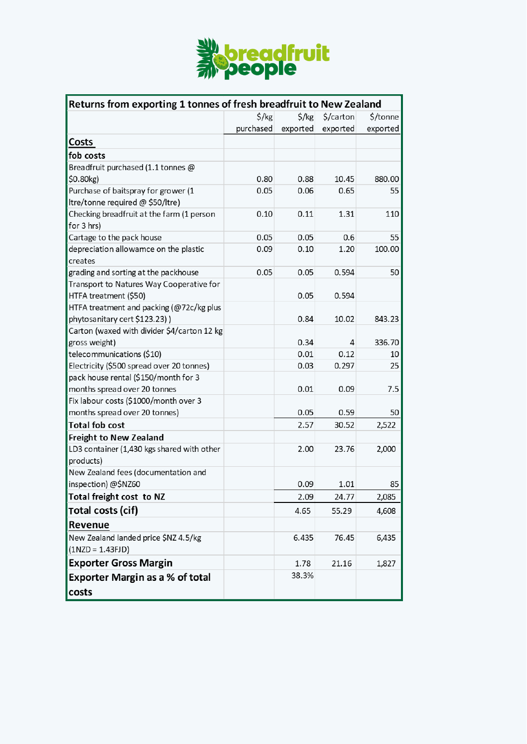| Returns from exporting 1 tonnes of fresh breadfruit to New Zealand | | | | |
|---|---|---|---|---|
| | $/kg purchased | $/kg exported | $/carton exported | $/tonne exported |
| **Costs** | | | | |
| **fob costs** | | | | |
| Breadfruit purchased (1.1 tonnes @ $0.80kg) | 0.80 | 0.88 | 10.45 | 880.00 |
| Purchase of baitspray for grower (1 ltre/tonne required @ $50/ltre) | 0.05 | 0.06 | 0.65 | 55 |
| Checking breadfruit at the farm (1 person for 3 hrs) | 0.10 | 0.11 | 1.31 | 110 |
| Cartage to the pack house | 0.05 | 0.05 | 0.6 | 55 |
| depreciation allowamce on the plastic creates | 0.09 | 0.10 | 1.20 | 100.00 |
| grading and sorting at the packhouse | 0.05 | 0.05 | 0.594 | 50 |
| Transport to Natures Way Cooperative for HTFA treatment ($50) | | 0.05 | 0.594 | |
| HTFA treatment and packing (@72c/kg plus phytosanitary cert $123.23) ) | | 0.84 | 10.02 | 843.23 |
| Carton (waxed with divider $4/carton 12 kg gross weight) | | 0.34 | 4 | 336.70 |
| telecommunications ($10) | | 0.01 | 0.12 | 10 |
| Electricity ($500 spread over 20 tonnes) | | 0.03 | 0.297 | 25 |
| pack house rental ($150/month for 3 months spread over 20 tonnes | | 0.01 | 0.09 | 7.5 |
| Fix labour costs ($1000/month over 3 months spread over 20 tonnes) | | 0.05 | 0.59 | 50 |
| **Total fob cost** | | 2.57 | 30.52 | 2,522 |
| **Freight to New Zealand** | | | | |
| LD3 container (1,430 kgs shared with other products) | | 2.00 | 23.76 | 2,000 |
| New Zealand fees (documentation and inspection) @$NZ60 | | 0.09 | 1.01 | 85 |
| **Total freight cost to NZ** | | 2.09 | 24.77 | 2,085 |
| **Total costs (cif)** | | 4.65 | 55.29 | 4,608 |
| **Revenue** | | | | |
| New Zealand landed price $NZ 4.5/kg (1NZD = 1.43FJD) | | 6.435 | 76.45 | 6,435 |
| **Exporter Gross Margin** | | 1.78 | 21.16 | 1,827 |
| **Exporter Margin as a % of total costs** | | 38.3% | | |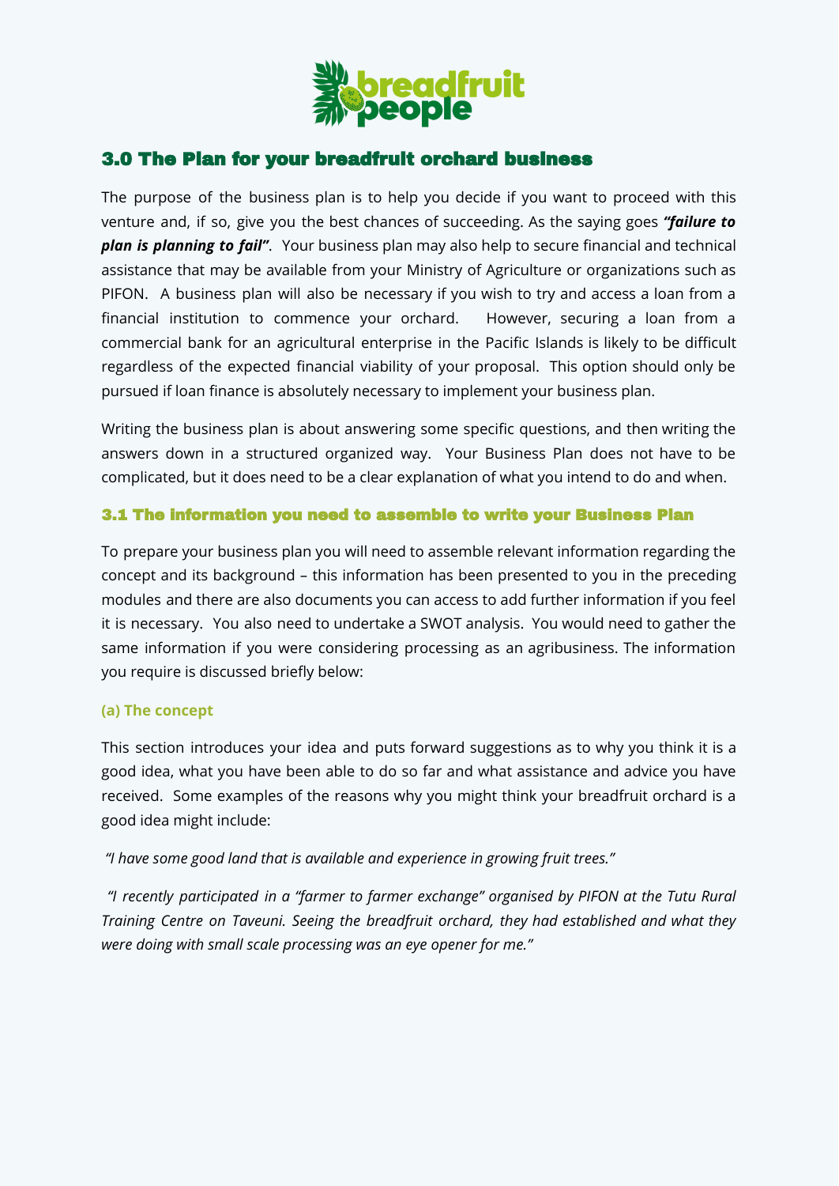## 3.0 The Plan for your breadfruit orchard business

The purpose of the business plan is to help you decide if you want to proceed with this venture and, if so, give you the best chances of succeeding. As the saying goes ***"failure to plan is planning to fail"***. Your business plan may also help to secure financial and technical assistance that may be available from your Ministry of Agriculture or organizations such as PIFON. A business plan will also be necessary if you wish to try and access a loan from a financial institution to commence your orchard. However, securing a loan from a commercial bank for an agricultural enterprise in the Pacific Islands is likely to be difficult regardless of the expected financial viability of your proposal. This option should only be pursued if loan finance is absolutely necessary to implement your business plan.

Writing the business plan is about answering some specific questions, and then writing the answers down in a structured organized way. Your Business Plan does not have to be complicated, but it does need to be a clear explanation of what you intend to do and when.

### 3.1 The information you need to assemble to write your Business Plan

To prepare your business plan you will need to assemble relevant information regarding the concept and its background – this information has been presented to you in the preceding modules and there are also documents you can access to add further information if you feel it is necessary. You also need to undertake a SWOT analysis. You would need to gather the same information if you were considering processing as an agribusiness. The information you require is discussed briefly below:

#### (a) The concept

This section introduces your idea and puts forward suggestions as to why you think it is a good idea, what you have been able to do so far and what assistance and advice you have received. Some examples of the reasons why you might think your breadfruit orchard is a good idea might include:

*"I have some good land that is available and experience in growing fruit trees."*

*"I recently participated in a "farmer to farmer exchange" organised by PIFON at the Tutu Rural Training Centre on Taveuni. Seeing the breadfruit orchard, they had established and what they were doing with small scale processing was an eye opener for me."*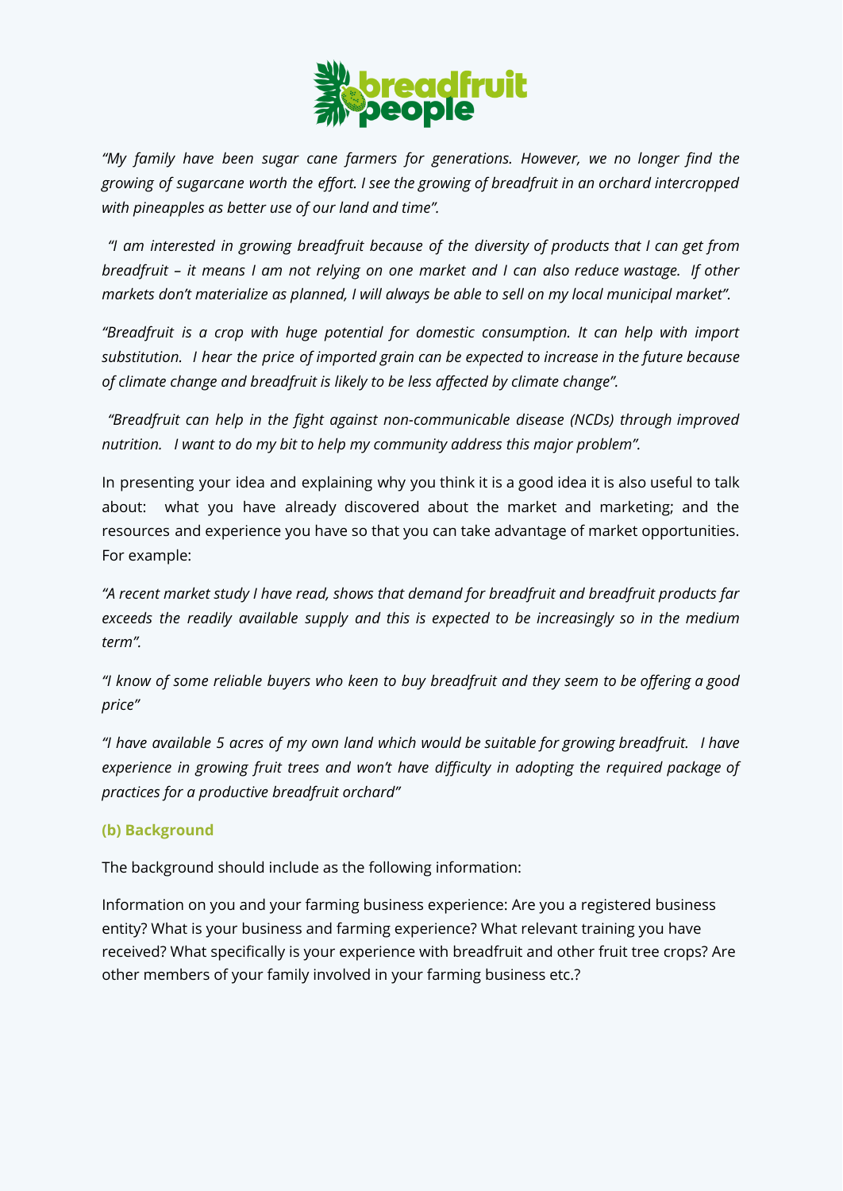*"My family have been sugar cane farmers for generations. However, we no longer find the growing of sugarcane worth the effort. I see the growing of breadfruit in an orchard intercropped with pineapples as better use of our land and time".*

*"I am interested in growing breadfruit because of the diversity of products that I can get from breadfruit – it means I am not relying on one market and I can also reduce wastage. If other markets don't materialize as planned, I will always be able to sell on my local municipal market".*

*"Breadfruit is a crop with huge potential for domestic consumption. It can help with import substitution. I hear the price of imported grain can be expected to increase in the future because of climate change and breadfruit is likely to be less affected by climate change".*

*"Breadfruit can help in the fight against non-communicable disease (NCDs) through improved nutrition. I want to do my bit to help my community address this major problem".*

In presenting your idea and explaining why you think it is a good idea it is also useful to talk about: what you have already discovered about the market and marketing; and the resources and experience you have so that you can take advantage of market opportunities. For example:

*"A recent market study I have read, shows that demand for breadfruit and breadfruit products far exceeds the readily available supply and this is expected to be increasingly so in the medium term".*

*"I know of some reliable buyers who keen to buy breadfruit and they seem to be offering a good price"*

*"I have available 5 acres of my own land which would be suitable for growing breadfruit. I have experience in growing fruit trees and won't have difficulty in adopting the required package of practices for a productive breadfruit orchard"*

### (b) Background

The background should include as the following information:

Information on you and your farming business experience: Are you a registered business entity? What is your business and farming experience? What relevant training you have received? What specifically is your experience with breadfruit and other fruit tree crops? Are other members of your family involved in your farming business etc.?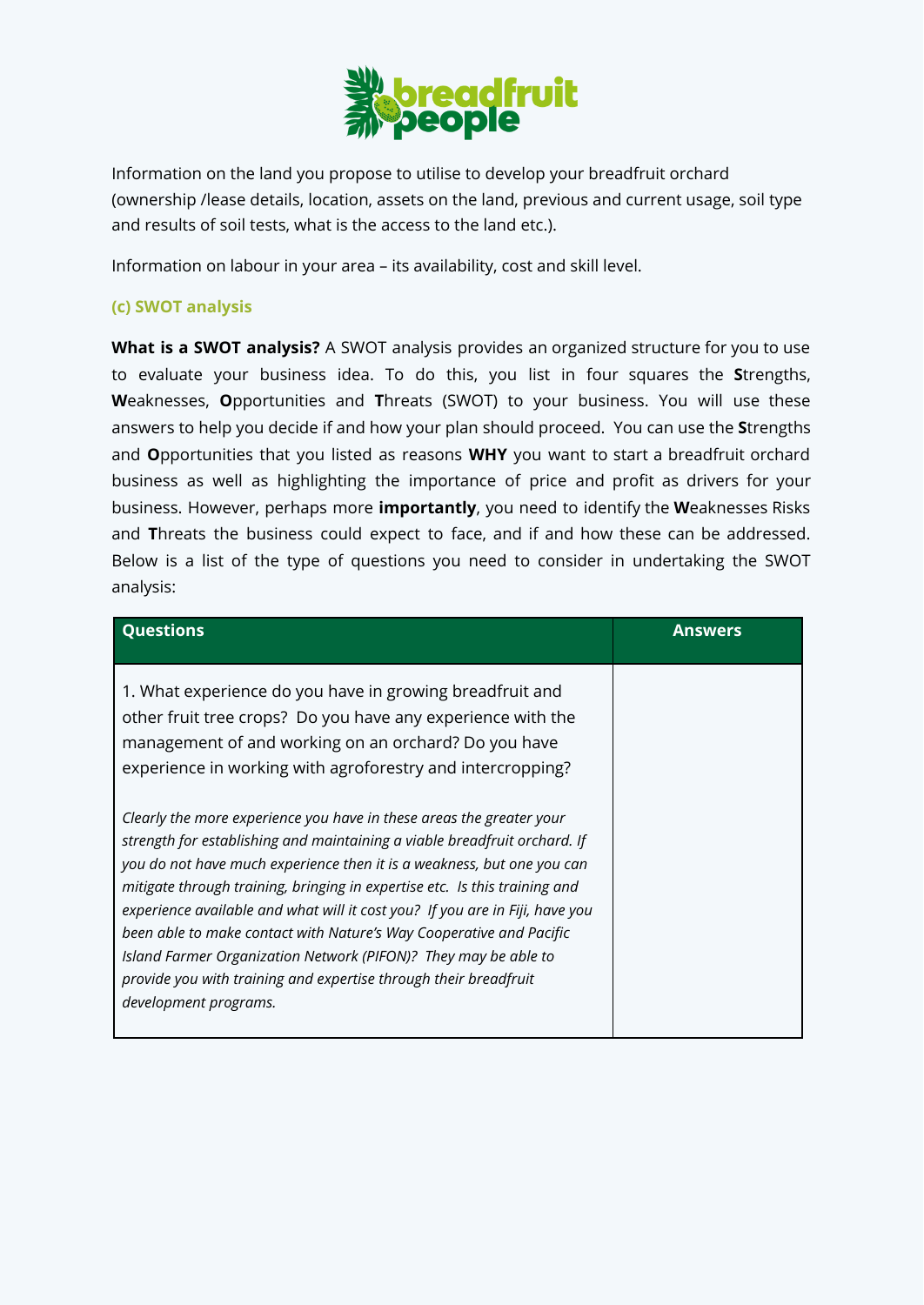Information on the land you propose to utilise to develop your breadfruit orchard (ownership /lease details, location, assets on the land, previous and current usage, soil type and results of soil tests, what is the access to the land etc.).

Information on labour in your area – its availability, cost and skill level.

### (c) SWOT analysis

**What is a SWOT analysis?** A SWOT analysis provides an organized structure for you to use to evaluate your business idea. To do this, you list in four squares the **S**trengths, **W**eaknesses, **O**pportunities and **T**hreats (SWOT) to your business. You will use these answers to help you decide if and how your plan should proceed. You can use the **S**trengths and **O**pportunities that you listed as reasons **WHY** you want to start a breadfruit orchard business as well as highlighting the importance of price and profit as drivers for your business. However, perhaps more **importantly**, you need to identify the **W**eaknesses Risks and **T**hreats the business could expect to face, and if and how these can be addressed. Below is a list of the type of questions you need to consider in undertaking the SWOT analysis:

| Questions | Answers |
|---|---|
| 1. What experience do you have in growing breadfruit and other fruit tree crops? Do you have any experience with the management of and working on an orchard? Do you have experience in working with agroforestry and intercropping?<br><br>*Clearly the more experience you have in these areas the greater your strength for establishing and maintaining a viable breadfruit orchard. If you do not have much experience then it is a weakness, but one you can mitigate through training, bringing in expertise etc. Is this training and experience available and what will it cost you? If you are in Fiji, have you been able to make contact with Nature's Way Cooperative and Pacific Island Farmer Organization Network (PIFON)? They may be able to provide you with training and expertise through their breadfruit development programs.* | |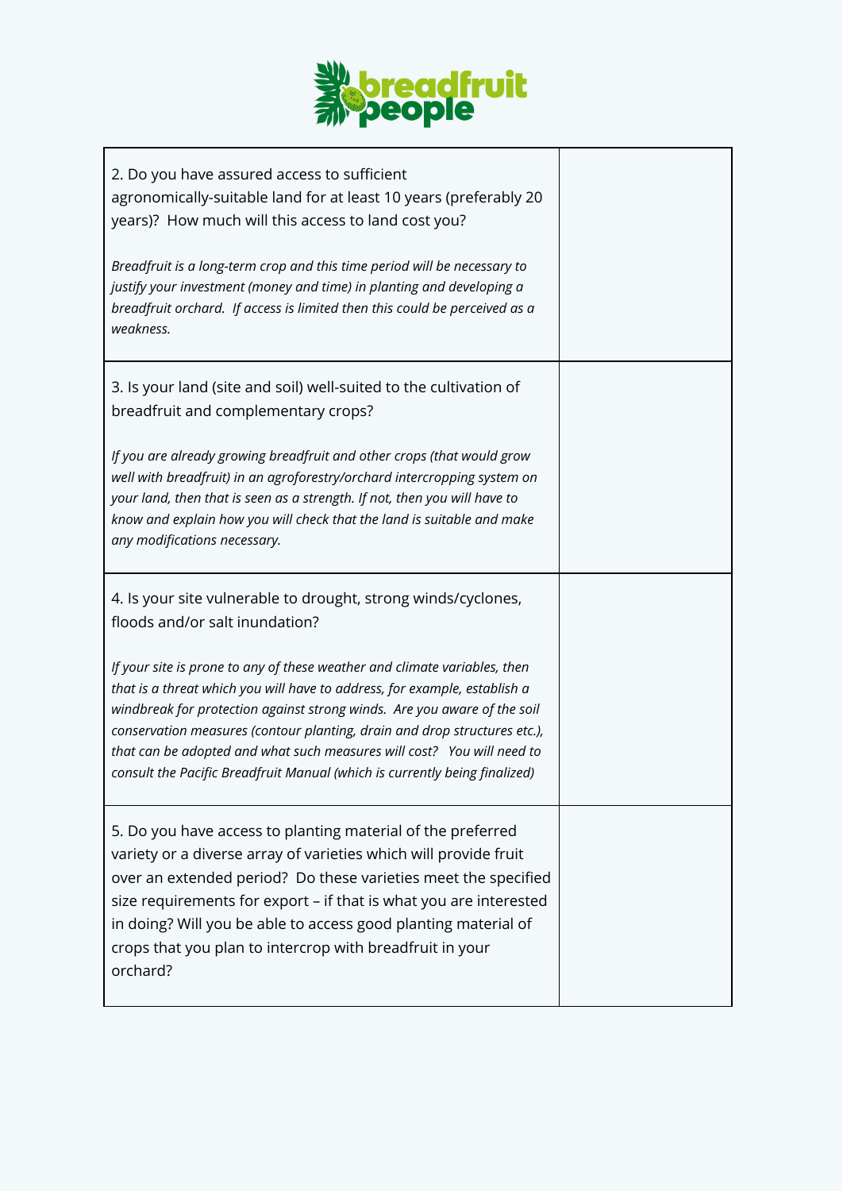| | |
|---|---|
| 2. Do you have assured access to sufficient agronomically-suitable land for at least 10 years (preferably 20 years)? How much will this access to land cost you?<br><br>*Breadfruit is a long-term crop and this time period will be necessary to justify your investment (money and time) in planting and developing a breadfruit orchard. If access is limited then this could be perceived as a weakness.* | |
| 3. Is your land (site and soil) well-suited to the cultivation of breadfruit and complementary crops?<br><br>*If you are already growing breadfruit and other crops (that would grow well with breadfruit) in an agroforestry/orchard intercropping system on your land, then that is seen as a strength. If not, then you will have to know and explain how you will check that the land is suitable and make any modifications necessary.* | |
| 4. Is your site vulnerable to drought, strong winds/cyclones, floods and/or salt inundation?<br><br>*If your site is prone to any of these weather and climate variables, then that is a threat which you will have to address, for example, establish a windbreak for protection against strong winds. Are you aware of the soil conservation measures (contour planting, drain and drop structures etc.), that can be adopted and what such measures will cost? You will need to consult the Pacific Breadfruit Manual (which is currently being finalized)* | |
| 5. Do you have access to planting material of the preferred variety or a diverse array of varieties which will provide fruit over an extended period? Do these varieties meet the specified size requirements for export – if that is what you are interested in doing? Will you be able to access good planting material of crops that you plan to intercrop with breadfruit in your orchard? | |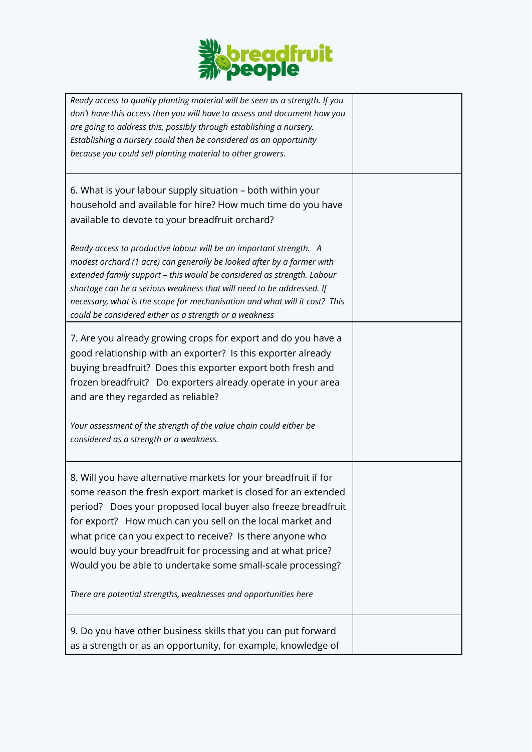| | |
|---|---|
| *Ready access to quality planting material will be seen as a strength. If you don't have this access then you will have to assess and document how you are going to address this, possibly through establishing a nursery. Establishing a nursery could then be considered as an opportunity because you could sell planting material to other growers.* | |
| 6. What is your labour supply situation – both within your household and available for hire? How much time do you have available to devote to your breadfruit orchard?<br><br>*Ready access to productive labour will be an important strength. A modest orchard (1 acre) can generally be looked after by a farmer with extended family support – this would be considered as strength. Labour shortage can be a serious weakness that will need to be addressed. If necessary, what is the scope for mechanisation and what will it cost? This could be considered either as a strength or a weakness* | |
| 7. Are you already growing crops for export and do you have a good relationship with an exporter? Is this exporter already buying breadfruit? Does this exporter export both fresh and frozen breadfruit? Do exporters already operate in your area and are they regarded as reliable?<br><br>*Your assessment of the strength of the value chain could either be considered as a strength or a weakness.* | |
| 8. Will you have alternative markets for your breadfruit if for some reason the fresh export market is closed for an extended period? Does your proposed local buyer also freeze breadfruit for export? How much can you sell on the local market and what price can you expect to receive? Is there anyone who would buy your breadfruit for processing and at what price? Would you be able to undertake some small-scale processing?<br><br>*There are potential strengths, weaknesses and opportunities here* | |
| 9. Do you have other business skills that you can put forward as a strength or as an opportunity, for example, knowledge of | |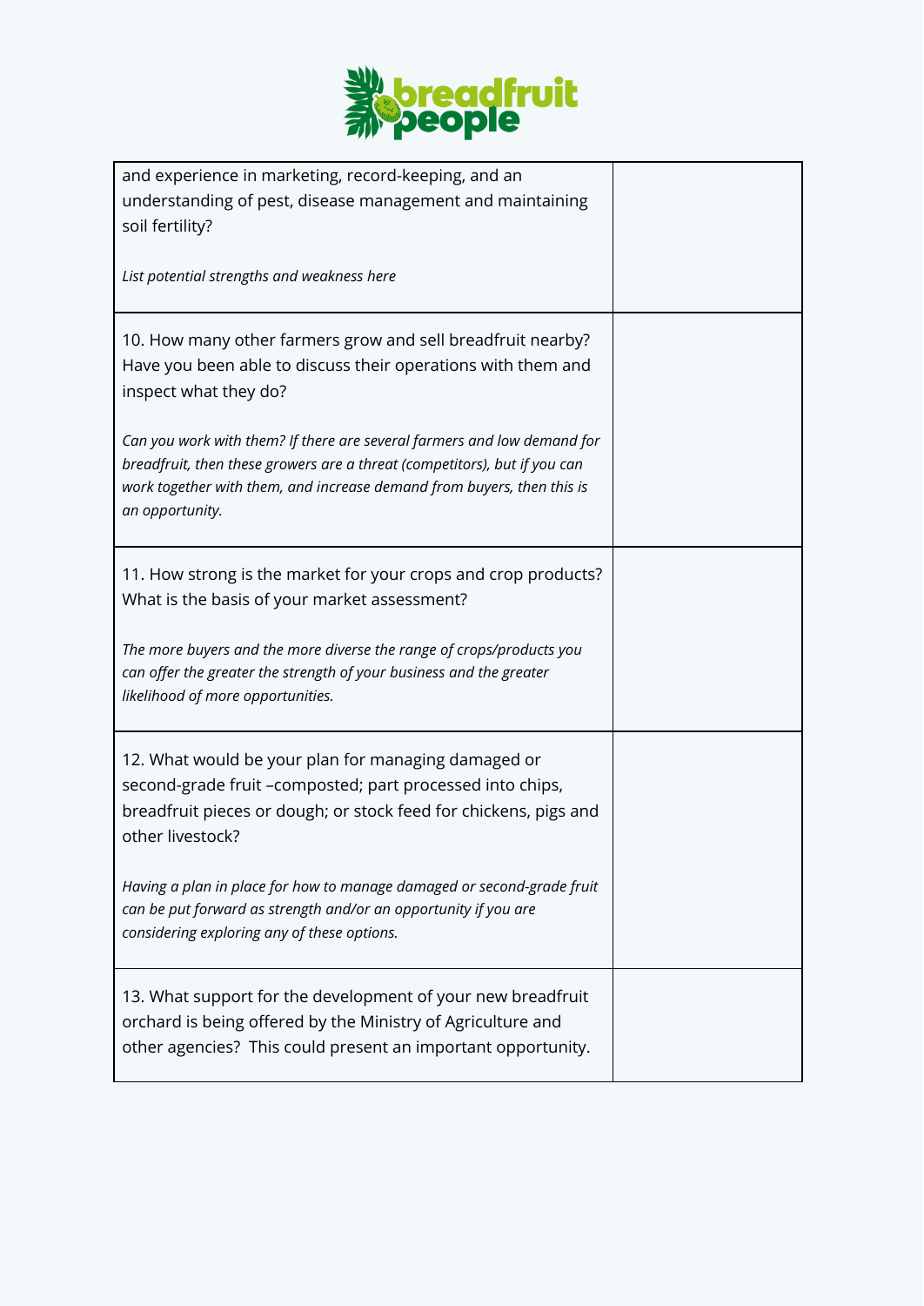| | |
|---|---|
| and experience in marketing, record-keeping, and an understanding of pest, disease management and maintaining soil fertility?<br><br>*List potential strengths and weakness here* | |
| 10. How many other farmers grow and sell breadfruit nearby? Have you been able to discuss their operations with them and inspect what they do?<br><br>*Can you work with them? If there are several farmers and low demand for breadfruit, then these growers are a threat (competitors), but if you can work together with them, and increase demand from buyers, then this is an opportunity.* | |
| 11. How strong is the market for your crops and crop products? What is the basis of your market assessment?<br><br>*The more buyers and the more diverse the range of crops/products you can offer the greater the strength of your business and the greater likelihood of more opportunities.* | |
| 12. What would be your plan for managing damaged or second-grade fruit –composted; part processed into chips, breadfruit pieces or dough; or stock feed for chickens, pigs and other livestock?<br><br>*Having a plan in place for how to manage damaged or second-grade fruit can be put forward as strength and/or an opportunity if you are considering exploring any of these options.* | |
| 13. What support for the development of your new breadfruit orchard is being offered by the Ministry of Agriculture and other agencies? This could present an important opportunity. | |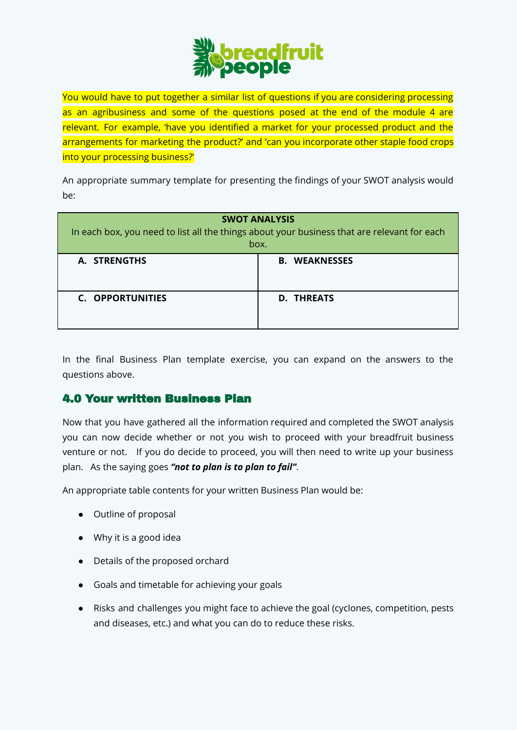You would have to put together a similar list of questions if you are considering processing as an agribusiness and some of the questions posed at the end of the module 4 are relevant. For example, 'have you identified a market for your processed product and the arrangements for marketing the product?' and 'can you incorporate other staple food crops into your processing business?'

An appropriate summary template for presenting the findings of your SWOT analysis would be:

| **SWOT ANALYSIS**<br>In each box, you need to list all the things about your business that are relevant for each box. | |
|---|---|
| **A. STRENGTHS** | **B. WEAKNESSES** |
| **C. OPPORTUNITIES** | **D. THREATS** |

In the final Business Plan template exercise, you can expand on the answers to the questions above.

## 4.0 Your written Business Plan

Now that you have gathered all the information required and completed the SWOT analysis you can now decide whether or not you wish to proceed with your breadfruit business venture or not. If you do decide to proceed, you will then need to write up your business plan. As the saying goes ***"not to plan is to plan to fail"***.

An appropriate table contents for your written Business Plan would be:

- Outline of proposal
- Why it is a good idea
- Details of the proposed orchard
- Goals and timetable for achieving your goals
- Risks and challenges you might face to achieve the goal (cyclones, competition, pests and diseases, etc.) and what you can do to reduce these risks.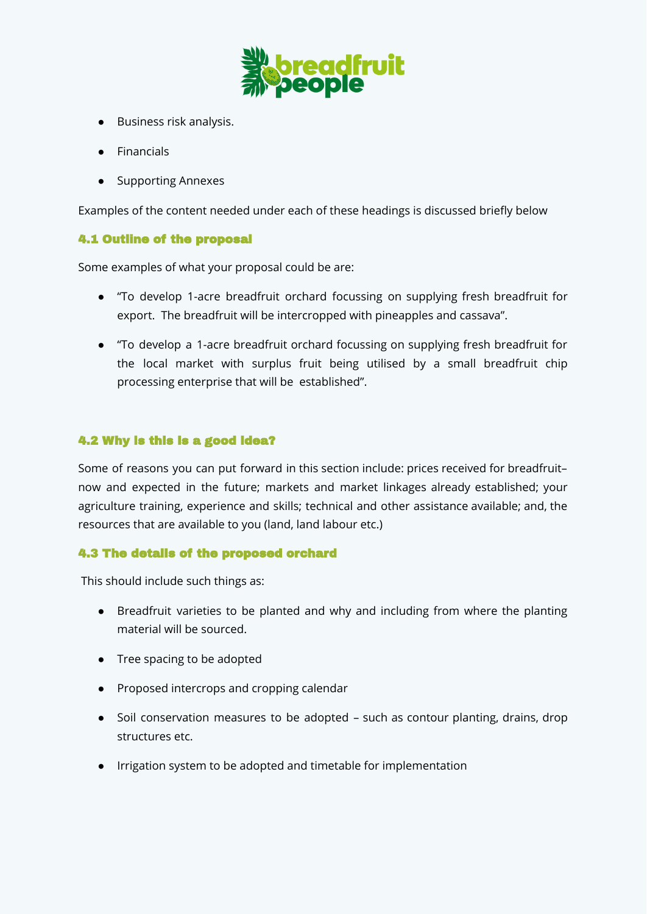- Business risk analysis.
- Financials
- Supporting Annexes

Examples of the content needed under each of these headings is discussed briefly below

#### 4.1 Outline of the proposal

Some examples of what your proposal could be are:

- "To develop 1-acre breadfruit orchard focussing on supplying fresh breadfruit for export. The breadfruit will be intercropped with pineapples and cassava".
- "To develop a 1-acre breadfruit orchard focussing on supplying fresh breadfruit for the local market with surplus fruit being utilised by a small breadfruit chip processing enterprise that will be established".

#### 4.2 Why is this is a good idea?

Some of reasons you can put forward in this section include: prices received for breadfruit– now and expected in the future; markets and market linkages already established; your agriculture training, experience and skills; technical and other assistance available; and, the resources that are available to you (land, land labour etc.)

#### 4.3 The details of the proposed orchard

This should include such things as:

- Breadfruit varieties to be planted and why and including from where the planting material will be sourced.
- Tree spacing to be adopted
- Proposed intercrops and cropping calendar
- Soil conservation measures to be adopted – such as contour planting, drains, drop structures etc.
- Irrigation system to be adopted and timetable for implementation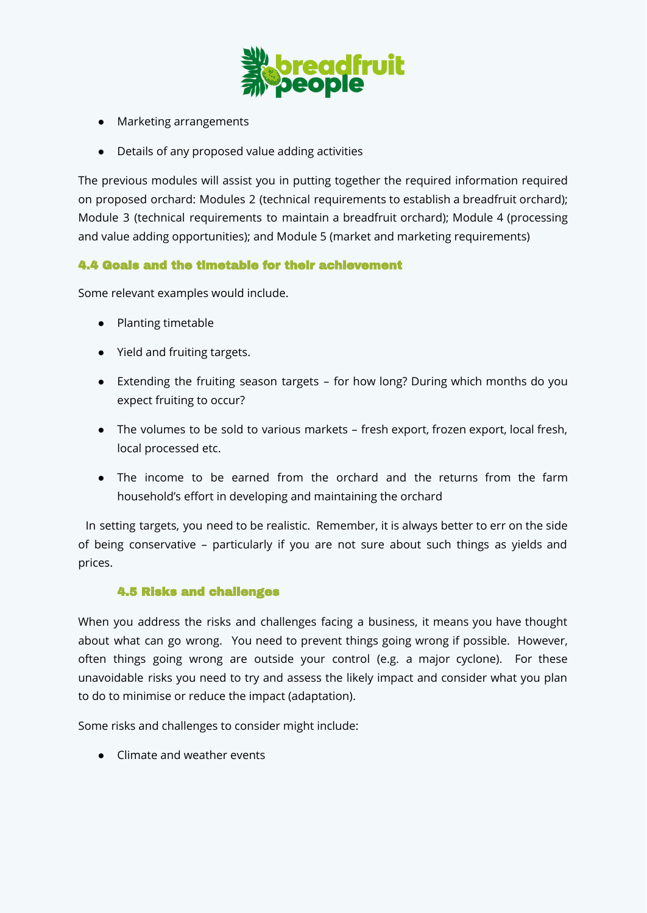- Marketing arrangements
- Details of any proposed value adding activities

The previous modules will assist you in putting together the required information required on proposed orchard: Modules 2 (technical requirements to establish a breadfruit orchard); Module 3 (technical requirements to maintain a breadfruit orchard); Module 4 (processing and value adding opportunities); and Module 5 (market and marketing requirements)

### 4.4 Goals and the timetable for their achievement

Some relevant examples would include.

- Planting timetable
- Yield and fruiting targets.
- Extending the fruiting season targets – for how long? During which months do you expect fruiting to occur?
- The volumes to be sold to various markets – fresh export, frozen export, local fresh, local processed etc.
- The income to be earned from the orchard and the returns from the farm household's effort in developing and maintaining the orchard

In setting targets, you need to be realistic. Remember, it is always better to err on the side of being conservative – particularly if you are not sure about such things as yields and prices.

### 4.5 Risks and challenges

When you address the risks and challenges facing a business, it means you have thought about what can go wrong. You need to prevent things going wrong if possible. However, often things going wrong are outside your control (e.g. a major cyclone). For these unavoidable risks you need to try and assess the likely impact and consider what you plan to do to minimise or reduce the impact (adaptation).

Some risks and challenges to consider might include:

- Climate and weather events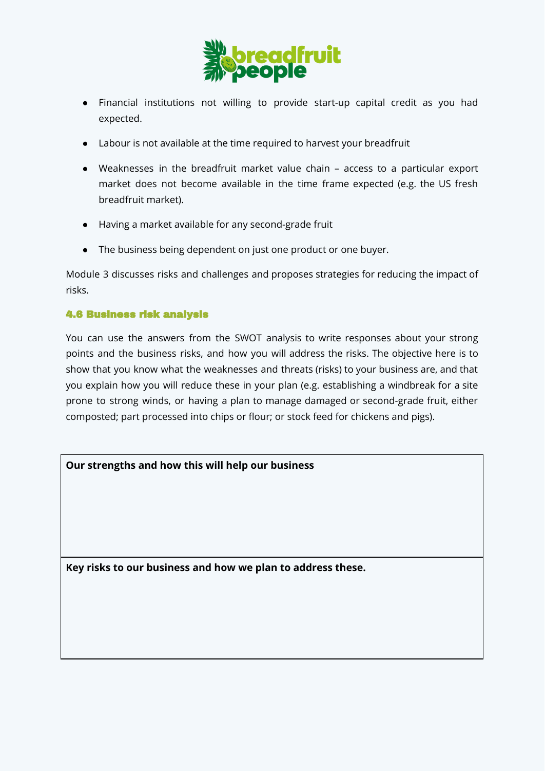- Financial institutions not willing to provide start-up capital credit as you had expected.
- Labour is not available at the time required to harvest your breadfruit
- Weaknesses in the breadfruit market value chain – access to a particular export market does not become available in the time frame expected (e.g. the US fresh breadfruit market).
- Having a market available for any second-grade fruit
- The business being dependent on just one product or one buyer.

Module 3 discusses risks and challenges and proposes strategies for reducing the impact of risks.

### 4.6 Business risk analysis

You can use the answers from the SWOT analysis to write responses about your strong points and the business risks, and how you will address the risks. The objective here is to show that you know what the weaknesses and threats (risks) to your business are, and that you explain how you will reduce these in your plan (e.g. establishing a windbreak for a site prone to strong winds, or having a plan to manage damaged or second-grade fruit, either composted; part processed into chips or flour; or stock feed for chickens and pigs).

| **Our strengths and how this will help our business** |
| --- |
| |
| **Key risks to our business and how we plan to address these.** |
| |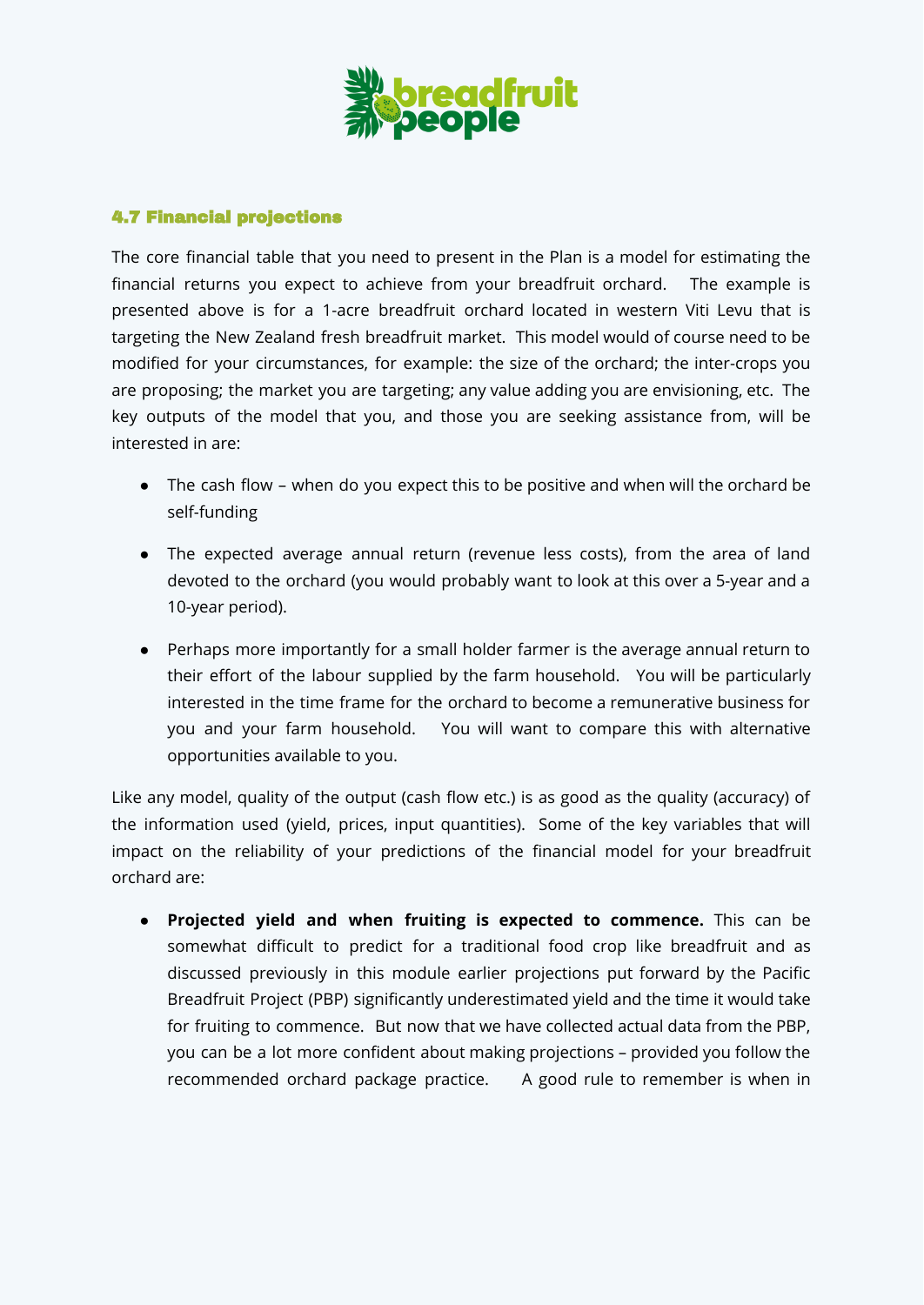### 4.7 Financial projections

The core financial table that you need to present in the Plan is a model for estimating the financial returns you expect to achieve from your breadfruit orchard. The example is presented above is for a 1-acre breadfruit orchard located in western Viti Levu that is targeting the New Zealand fresh breadfruit market. This model would of course need to be modified for your circumstances, for example: the size of the orchard; the inter-crops you are proposing; the market you are targeting; any value adding you are envisioning, etc. The key outputs of the model that you, and those you are seeking assistance from, will be interested in are:

- The cash flow – when do you expect this to be positive and when will the orchard be self-funding
- The expected average annual return (revenue less costs), from the area of land devoted to the orchard (you would probably want to look at this over a 5-year and a 10-year period).
- Perhaps more importantly for a small holder farmer is the average annual return to their effort of the labour supplied by the farm household. You will be particularly interested in the time frame for the orchard to become a remunerative business for you and your farm household. You will want to compare this with alternative opportunities available to you.

Like any model, quality of the output (cash flow etc.) is as good as the quality (accuracy) of the information used (yield, prices, input quantities). Some of the key variables that will impact on the reliability of your predictions of the financial model for your breadfruit orchard are:

- **Projected yield and when fruiting is expected to commence.** This can be somewhat difficult to predict for a traditional food crop like breadfruit and as discussed previously in this module earlier projections put forward by the Pacific Breadfruit Project (PBP) significantly underestimated yield and the time it would take for fruiting to commence. But now that we have collected actual data from the PBP, you can be a lot more confident about making projections – provided you follow the recommended orchard package practice. A good rule to remember is when in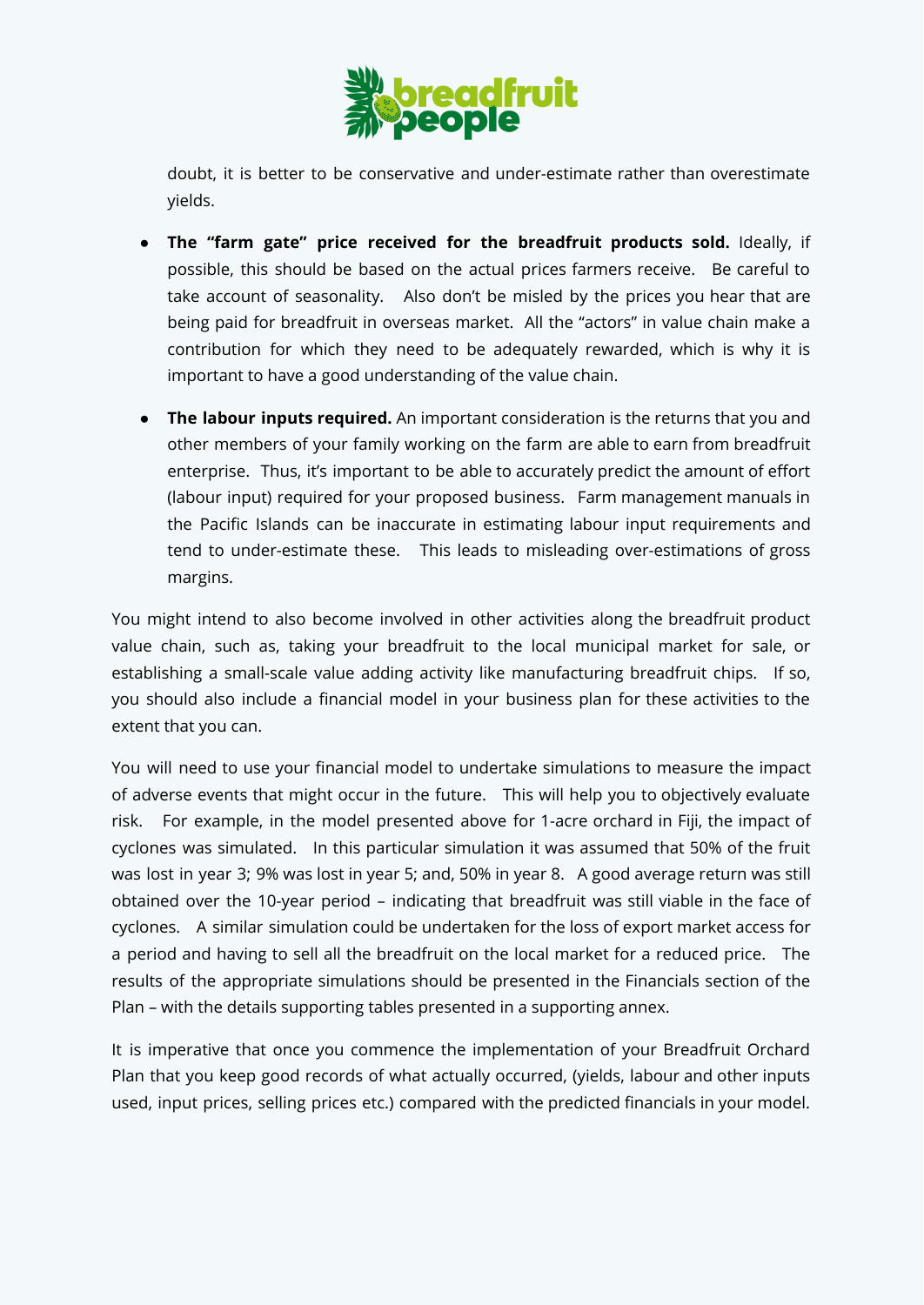doubt, it is better to be conservative and under-estimate rather than overestimate yields.

- **The "farm gate" price received for the breadfruit products sold.** Ideally, if possible, this should be based on the actual prices farmers receive. Be careful to take account of seasonality. Also don't be misled by the prices you hear that are being paid for breadfruit in overseas market. All the "actors" in value chain make a contribution for which they need to be adequately rewarded, which is why it is important to have a good understanding of the value chain.

- **The labour inputs required.** An important consideration is the returns that you and other members of your family working on the farm are able to earn from breadfruit enterprise. Thus, it's important to be able to accurately predict the amount of effort (labour input) required for your proposed business. Farm management manuals in the Pacific Islands can be inaccurate in estimating labour input requirements and tend to under-estimate these. This leads to misleading over-estimations of gross margins.

You might intend to also become involved in other activities along the breadfruit product value chain, such as, taking your breadfruit to the local municipal market for sale, or establishing a small-scale value adding activity like manufacturing breadfruit chips. If so, you should also include a financial model in your business plan for these activities to the extent that you can.

You will need to use your financial model to undertake simulations to measure the impact of adverse events that might occur in the future. This will help you to objectively evaluate risk. For example, in the model presented above for 1-acre orchard in Fiji, the impact of cyclones was simulated. In this particular simulation it was assumed that 50% of the fruit was lost in year 3; 9% was lost in year 5; and, 50% in year 8. A good average return was still obtained over the 10-year period – indicating that breadfruit was still viable in the face of cyclones. A similar simulation could be undertaken for the loss of export market access for a period and having to sell all the breadfruit on the local market for a reduced price. The results of the appropriate simulations should be presented in the Financials section of the Plan – with the details supporting tables presented in a supporting annex.

It is imperative that once you commence the implementation of your Breadfruit Orchard Plan that you keep good records of what actually occurred, (yields, labour and other inputs used, input prices, selling prices etc.) compared with the predicted financials in your model.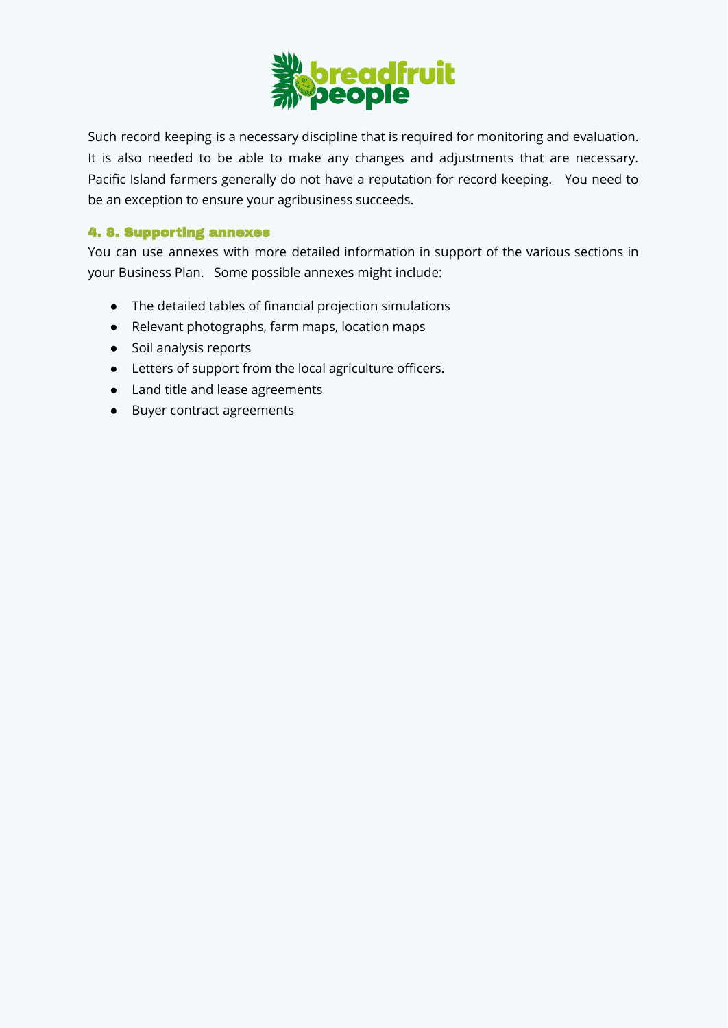Such record keeping is a necessary discipline that is required for monitoring and evaluation. It is also needed to be able to make any changes and adjustments that are necessary. Pacific Island farmers generally do not have a reputation for record keeping. You need to be an exception to ensure your agribusiness succeeds.

### 4. 8. Supporting annexes

You can use annexes with more detailed information in support of the various sections in your Business Plan. Some possible annexes might include:

- The detailed tables of financial projection simulations
- Relevant photographs, farm maps, location maps
- Soil analysis reports
- Letters of support from the local agriculture officers.
- Land title and lease agreements
- Buyer contract agreements